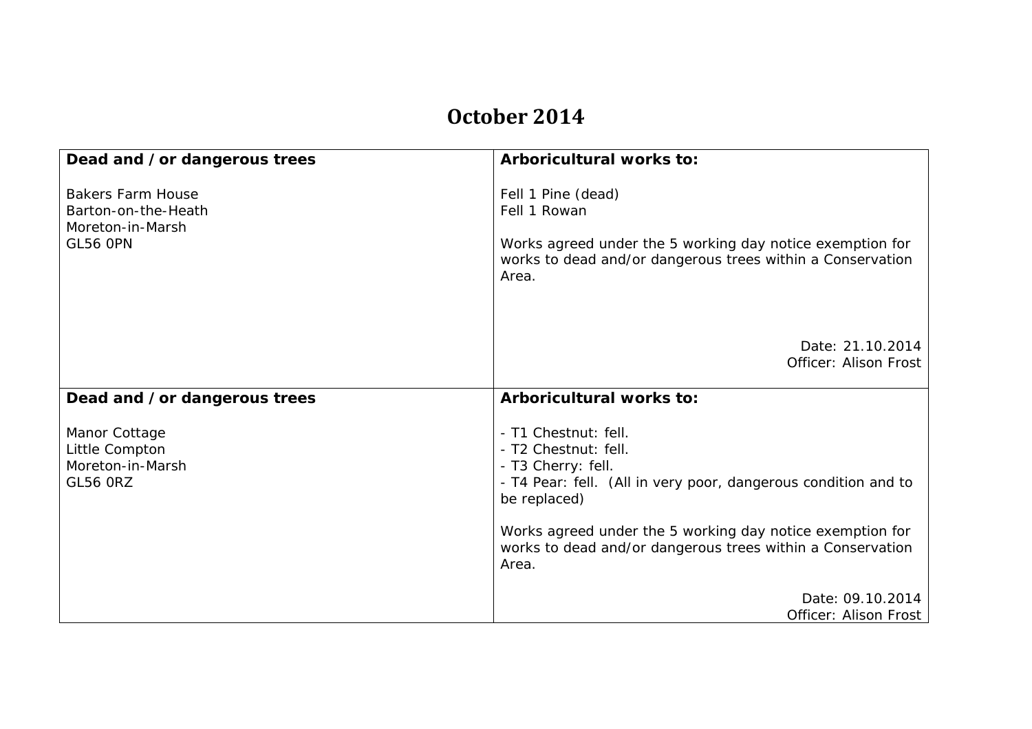# October 2014

| Dead and / or dangerous trees | Arboricultural works to: |
|---|---|
| Bakers Farm House<br>Barton-on-the-Heath<br>Moreton-in-Marsh<br>GL56 0PN | Fell 1 Pine (dead)<br>Fell 1 Rowan<br><br>Works agreed under the 5 working day notice exemption for works to dead and/or dangerous trees within a Conservation Area.<br><br>Date: 21.10.2014<br>Officer: Alison Frost |
| **Dead and / or dangerous trees** | **Arboricultural works to:** |
| Manor Cottage<br>Little Compton<br>Moreton-in-Marsh<br>GL56 0RZ | - T1 Chestnut: fell.<br>- T2 Chestnut: fell.<br>- T3 Cherry: fell.<br>- T4 Pear: fell. (All in very poor, dangerous condition and to be replaced)<br><br>Works agreed under the 5 working day notice exemption for works to dead and/or dangerous trees within a Conservation Area.<br><br>Date: 09.10.2014<br>Officer: Alison Frost |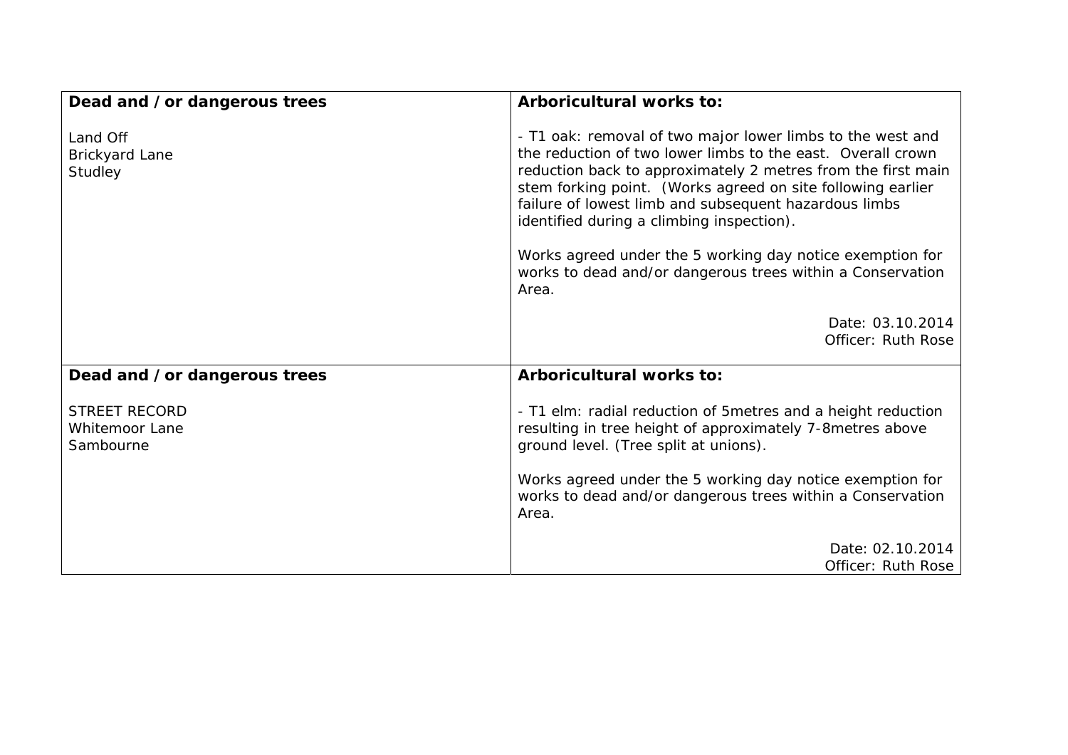| **Dead and / or dangerous trees** | **Arboricultural works to:** |
|---|---|
| Land Off<br>Brickyard Lane<br>Studley | - T1 oak: removal of two major lower limbs to the west and the reduction of two lower limbs to the east. Overall crown reduction back to approximately 2 metres from the first main stem forking point. (Works agreed on site following earlier failure of lowest limb and subsequent hazardous limbs identified during a climbing inspection).<br><br>Works agreed under the 5 working day notice exemption for works to dead and/or dangerous trees within a Conservation Area.<br><br>Date: 03.10.2014<br>Officer: Ruth Rose |
| **Dead and / or dangerous trees** | **Arboricultural works to:** |
| STREET RECORD<br>Whitemoor Lane<br>Sambourne | - T1 elm: radial reduction of 5metres and a height reduction resulting in tree height of approximately 7-8metres above ground level. (Tree split at unions).<br><br>Works agreed under the 5 working day notice exemption for works to dead and/or dangerous trees within a Conservation Area.<br><br>Date: 02.10.2014<br>Officer: Ruth Rose |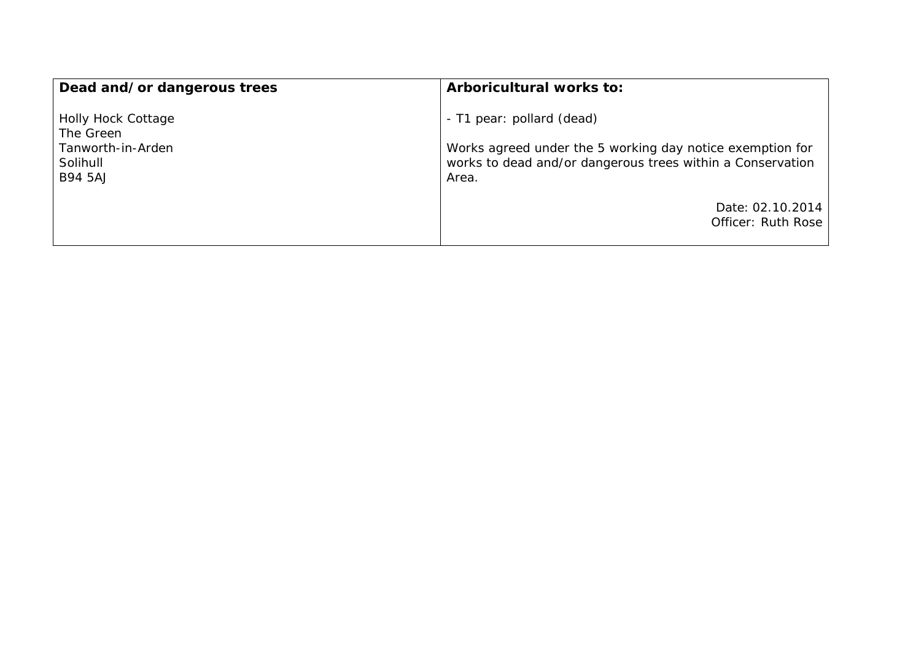| | |
|---|---|
| **Dead and/or dangerous trees**<br><br>Holly Hock Cottage<br>The Green<br>Tanworth-in-Arden<br>Solihull<br>B94 5AJ | **Arboricultural works to:**<br><br>- T1 pear: pollard (dead)<br><br>Works agreed under the 5 working day notice exemption for works to dead and/or dangerous trees within a Conservation Area.<br><br>Date: 02.10.2014<br>Officer: Ruth Rose |